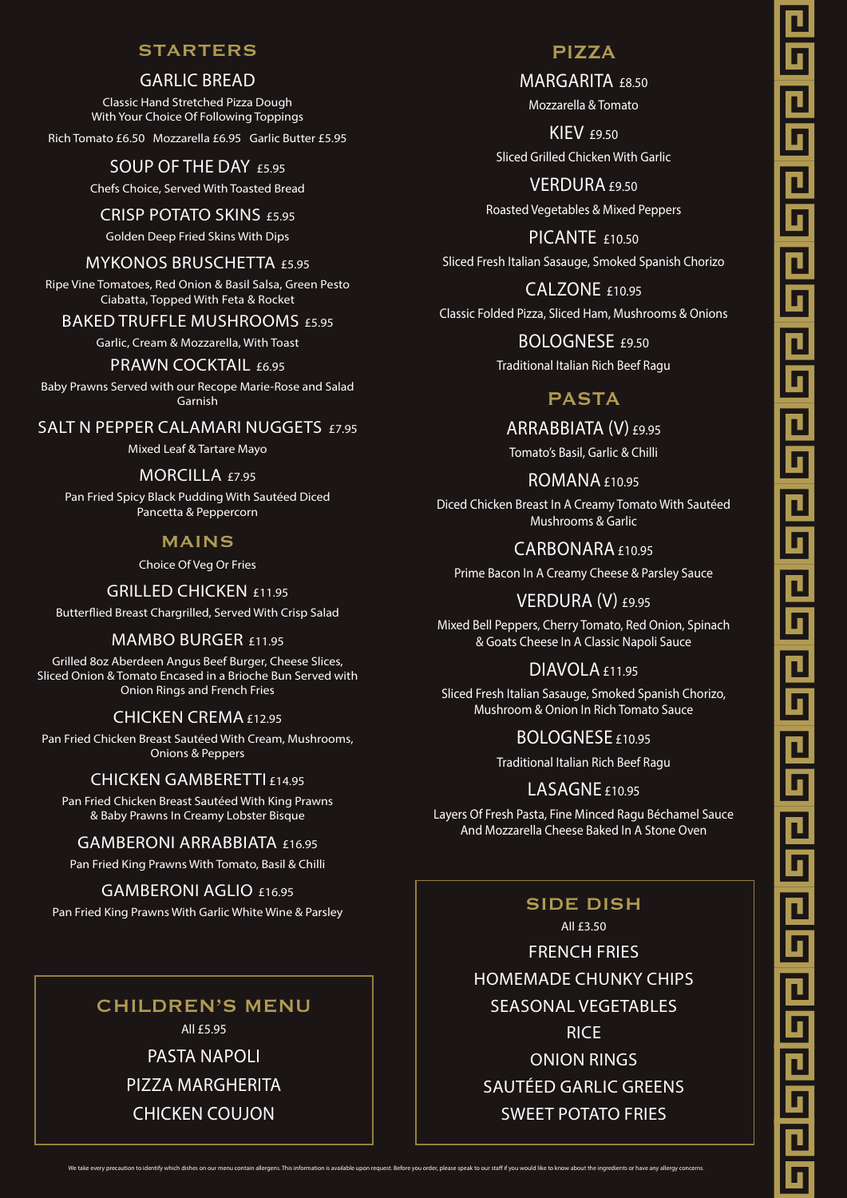## STARTERS

### GARLIC BREAD

Classic Hand Stretched Pizza Dough
With Your Choice Of Following Toppings

Rich Tomato £6.50 Mozzarella £6.95 Garlic Butter £5.95

### SOUP OF THE DAY £5.95

Chefs Choice, Served With Toasted Bread

### CRISP POTATO SKINS £5.95

Golden Deep Fried Skins With Dips

### MYKONOS BRUSCHETTA £5.95

Ripe Vine Tomatoes, Red Onion & Basil Salsa, Green Pesto Ciabatta, Topped With Feta & Rocket

### BAKED TRUFFLE MUSHROOMS £5.95

Garlic, Cream & Mozzarella, With Toast

### PRAWN COCKTAIL £6.95

Baby Prawns Served with our Recope Marie-Rose and Salad Garnish

### SALT N PEPPER CALAMARI NUGGETS £7.95

Mixed Leaf & Tartare Mayo

### MORCILLA £7.95

Pan Fried Spicy Black Pudding With Sautéed Diced Pancetta & Peppercorn

## MAINS

Choice Of Veg Or Fries

### GRILLED CHICKEN £11.95

Butterflied Breast Chargrilled, Served With Crisp Salad

### MAMBO BURGER £11.95

Grilled 8oz Aberdeen Angus Beef Burger, Cheese Slices, Sliced Onion & Tomato Encased in a Brioche Bun Served with Onion Rings and French Fries

### CHICKEN CREMA £12.95

Pan Fried Chicken Breast Sautéed With Cream, Mushrooms, Onions & Peppers

### CHICKEN GAMBERETTI £14.95

Pan Fried Chicken Breast Sautéed With King Prawns & Baby Prawns In Creamy Lobster Bisque

### GAMBERONI ARRABBIATA £16.95

Pan Fried King Prawns With Tomato, Basil & Chilli

### GAMBERONI AGLIO £16.95

Pan Fried King Prawns With Garlic White Wine & Parsley

## CHILDREN'S MENU

All £5.95

PASTA NAPOLI

PIZZA MARGHERITA

CHICKEN COUJON

## PIZZA

### MARGARITA £8.50

Mozzarella & Tomato

### KIEV £9.50

Sliced Grilled Chicken With Garlic

### VERDURA £9.50

Roasted Vegetables & Mixed Peppers

### PICANTE £10.50

Sliced Fresh Italian Sasauge, Smoked Spanish Chorizo

### CALZONE £10.95

Classic Folded Pizza, Sliced Ham, Mushrooms & Onions

### BOLOGNESE £9.50

Traditional Italian Rich Beef Ragu

## PASTA

### ARRABBIATA (V) £9.95

Tomato's Basil, Garlic & Chilli

### ROMANA £10.95

Diced Chicken Breast In A Creamy Tomato With Sautéed Mushrooms & Garlic

### CARBONARA £10.95

Prime Bacon In A Creamy Cheese & Parsley Sauce

### VERDURA (V) £9.95

Mixed Bell Peppers, Cherry Tomato, Red Onion, Spinach & Goats Cheese In A Classic Napoli Sauce

### DIAVOLA £11.95

Sliced Fresh Italian Sasauge, Smoked Spanish Chorizo, Mushroom & Onion In Rich Tomato Sauce

### BOLOGNESE £10.95

Traditional Italian Rich Beef Ragu

### LASAGNE £10.95

Layers Of Fresh Pasta, Fine Minced Ragu Béchamel Sauce And Mozzarella Cheese Baked In A Stone Oven

## SIDE DISH

All £3.50

FRENCH FRIES

HOMEMADE CHUNKY CHIPS

SEASONAL VEGETABLES

RICE

ONION RINGS

SAUTÉED GARLIC GREENS

SWEET POTATO FRIES

We take every precaution to identify which dishes on our menu contain allergens. This information is available upon request. Before you order, please speak to our staff if you would like to know about the ingredients or have any allergy concerns.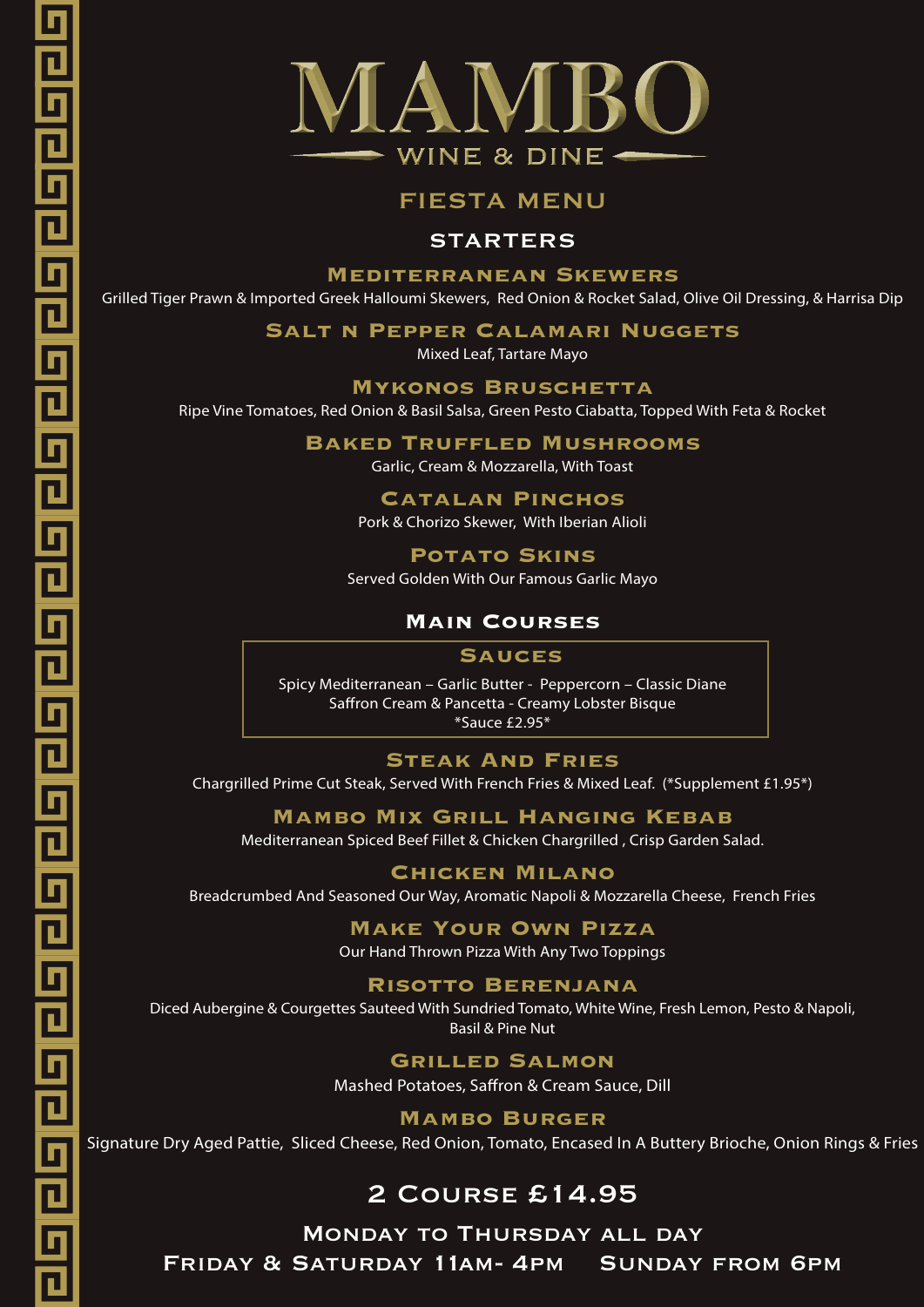# MAMBO

WINE & DINE

## FIESTA MENU

## STARTERS

### Mediterranean Skewers

Grilled Tiger Prawn & Imported Greek Halloumi Skewers, Red Onion & Rocket Salad, Olive Oil Dressing, & Harrisa Dip

### Salt n Pepper Calamari Nuggets

Mixed Leaf, Tartare Mayo

### Mykonos Bruschetta

Ripe Vine Tomatoes, Red Onion & Basil Salsa, Green Pesto Ciabatta, Topped With Feta & Rocket

### Baked Truffled Mushrooms

Garlic, Cream & Mozzarella, With Toast

### Catalan Pinchos

Pork & Chorizo Skewer, With Iberian Alioli

### Potato Skins

Served Golden With Our Famous Garlic Mayo

## Main Courses

### Sauces

Spicy Mediterranean – Garlic Butter - Peppercorn – Classic Diane
Saffron Cream & Pancetta - Creamy Lobster Bisque
*Sauce £2.95*

### Steak And Fries

Chargrilled Prime Cut Steak, Served With French Fries & Mixed Leaf. (*Supplement £1.95*)

### Mambo Mix Grill Hanging Kebab

Mediterranean Spiced Beef Fillet & Chicken Chargrilled , Crisp Garden Salad.

### Chicken Milano

Breadcrumbed And Seasoned Our Way, Aromatic Napoli & Mozzarella Cheese, French Fries

### Make Your Own Pizza

Our Hand Thrown Pizza With Any Two Toppings

### Risotto Berenjana

Diced Aubergine & Courgettes Sauteed With Sundried Tomato, White Wine, Fresh Lemon, Pesto & Napoli, Basil & Pine Nut

### Grilled Salmon

Mashed Potatoes, Saffron & Cream Sauce, Dill

### Mambo Burger

Signature Dry Aged Pattie, Sliced Cheese, Red Onion, Tomato, Encased In A Buttery Brioche, Onion Rings & Fries

## 2 Course £14.95

**Monday to Thursday all day**

**Friday & Saturday 11am- 4pm Sunday from 6pm**